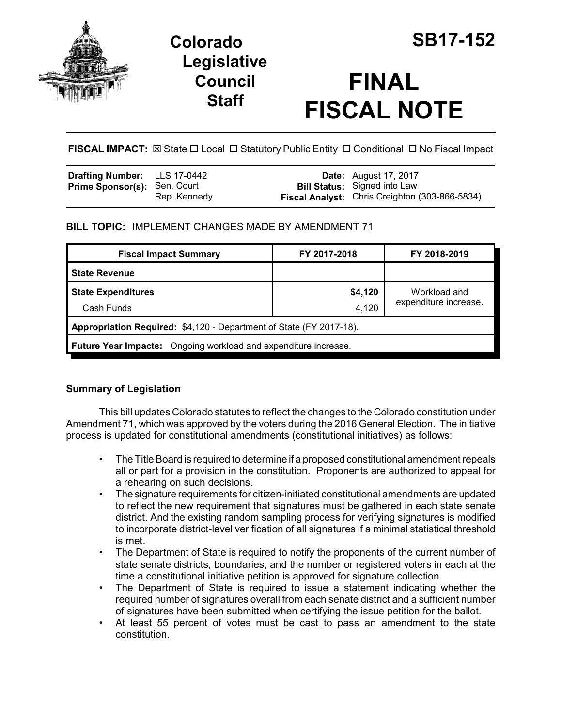# Colorado Legislative Council Staff

# SB17-152

# FINAL FISCAL NOTE

**FISCAL IMPACT:** ☒ State ☐ Local ☐ Statutory Public Entity ☐ Conditional ☐ No Fiscal Impact

| | | | |
|---|---|---|---|
| **Drafting Number:** | LLS 17-0442 | **Date:** | August 17, 2017 |
| **Prime Sponsor(s):** | Sen. Court<br>Rep. Kennedy | **Bill Status:** | Signed into Law |
| | | **Fiscal Analyst:** | Chris Creighton (303-866-5834) |

**BILL TOPIC:** IMPLEMENT CHANGES MADE BY AMENDMENT 71

| Fiscal Impact Summary | FY 2017-2018 | FY 2018-2019 |
|---|---|---|
| **State Revenue** | | |
| **State Expenditures** | <u>$4,120</u> | Workload and expenditure increase. |
| Cash Funds | 4,120 | |
| **Appropriation Required:** $4,120 - Department of State (FY 2017-18). | | |
| **Future Year Impacts:** Ongoing workload and expenditure increase. | | |

### Summary of Legislation

This bill updates Colorado statutes to reflect the changes to the Colorado constitution under Amendment 71, which was approved by the voters during the 2016 General Election. The initiative process is updated for constitutional amendments (constitutional initiatives) as follows:

- The Title Board is required to determine if a proposed constitutional amendment repeals all or part for a provision in the constitution. Proponents are authorized to appeal for a rehearing on such decisions.
- The signature requirements for citizen-initiated constitutional amendments are updated to reflect the new requirement that signatures must be gathered in each state senate district. And the existing random sampling process for verifying signatures is modified to incorporate district-level verification of all signatures if a minimal statistical threshold is met.
- The Department of State is required to notify the proponents of the current number of state senate districts, boundaries, and the number or registered voters in each at the time a constitutional initiative petition is approved for signature collection.
- The Department of State is required to issue a statement indicating whether the required number of signatures overall from each senate district and a sufficient number of signatures have been submitted when certifying the issue petition for the ballot.
- At least 55 percent of votes must be cast to pass an amendment to the state constitution.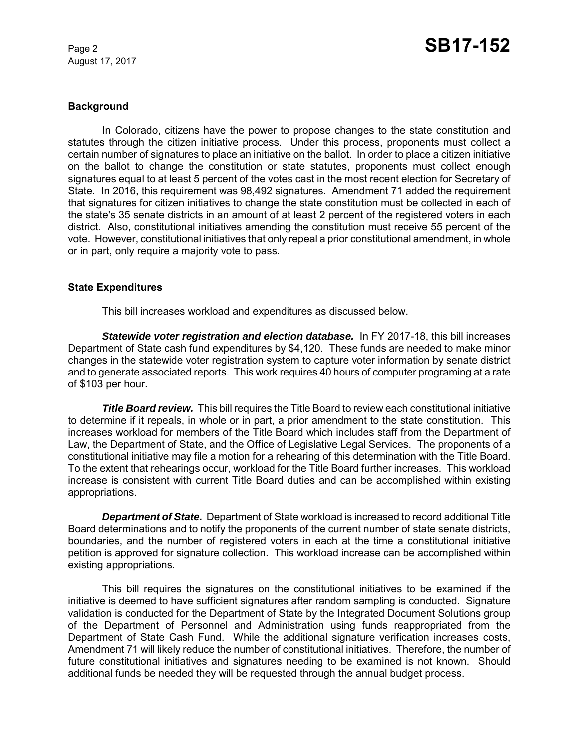## Background

In Colorado, citizens have the power to propose changes to the state constitution and statutes through the citizen initiative process. Under this process, proponents must collect a certain number of signatures to place an initiative on the ballot. In order to place a citizen initiative on the ballot to change the constitution or state statutes, proponents must collect enough signatures equal to at least 5 percent of the votes cast in the most recent election for Secretary of State. In 2016, this requirement was 98,492 signatures. Amendment 71 added the requirement that signatures for citizen initiatives to change the state constitution must be collected in each of the state's 35 senate districts in an amount of at least 2 percent of the registered voters in each district. Also, constitutional initiatives amending the constitution must receive 55 percent of the vote. However, constitutional initiatives that only repeal a prior constitutional amendment, in whole or in part, only require a majority vote to pass.

## State Expenditures

This bill increases workload and expenditures as discussed below.

***Statewide voter registration and election database.*** In FY 2017-18, this bill increases Department of State cash fund expenditures by $4,120. These funds are needed to make minor changes in the statewide voter registration system to capture voter information by senate district and to generate associated reports. This work requires 40 hours of computer programing at a rate of $103 per hour.

***Title Board review.*** This bill requires the Title Board to review each constitutional initiative to determine if it repeals, in whole or in part, a prior amendment to the state constitution. This increases workload for members of the Title Board which includes staff from the Department of Law, the Department of State, and the Office of Legislative Legal Services. The proponents of a constitutional initiative may file a motion for a rehearing of this determination with the Title Board. To the extent that rehearings occur, workload for the Title Board further increases. This workload increase is consistent with current Title Board duties and can be accomplished within existing appropriations.

***Department of State.*** Department of State workload is increased to record additional Title Board determinations and to notify the proponents of the current number of state senate districts, boundaries, and the number of registered voters in each at the time a constitutional initiative petition is approved for signature collection. This workload increase can be accomplished within existing appropriations.

This bill requires the signatures on the constitutional initiatives to be examined if the initiative is deemed to have sufficient signatures after random sampling is conducted. Signature validation is conducted for the Department of State by the Integrated Document Solutions group of the Department of Personnel and Administration using funds reappropriated from the Department of State Cash Fund. While the additional signature verification increases costs, Amendment 71 will likely reduce the number of constitutional initiatives. Therefore, the number of future constitutional initiatives and signatures needing to be examined is not known. Should additional funds be needed they will be requested through the annual budget process.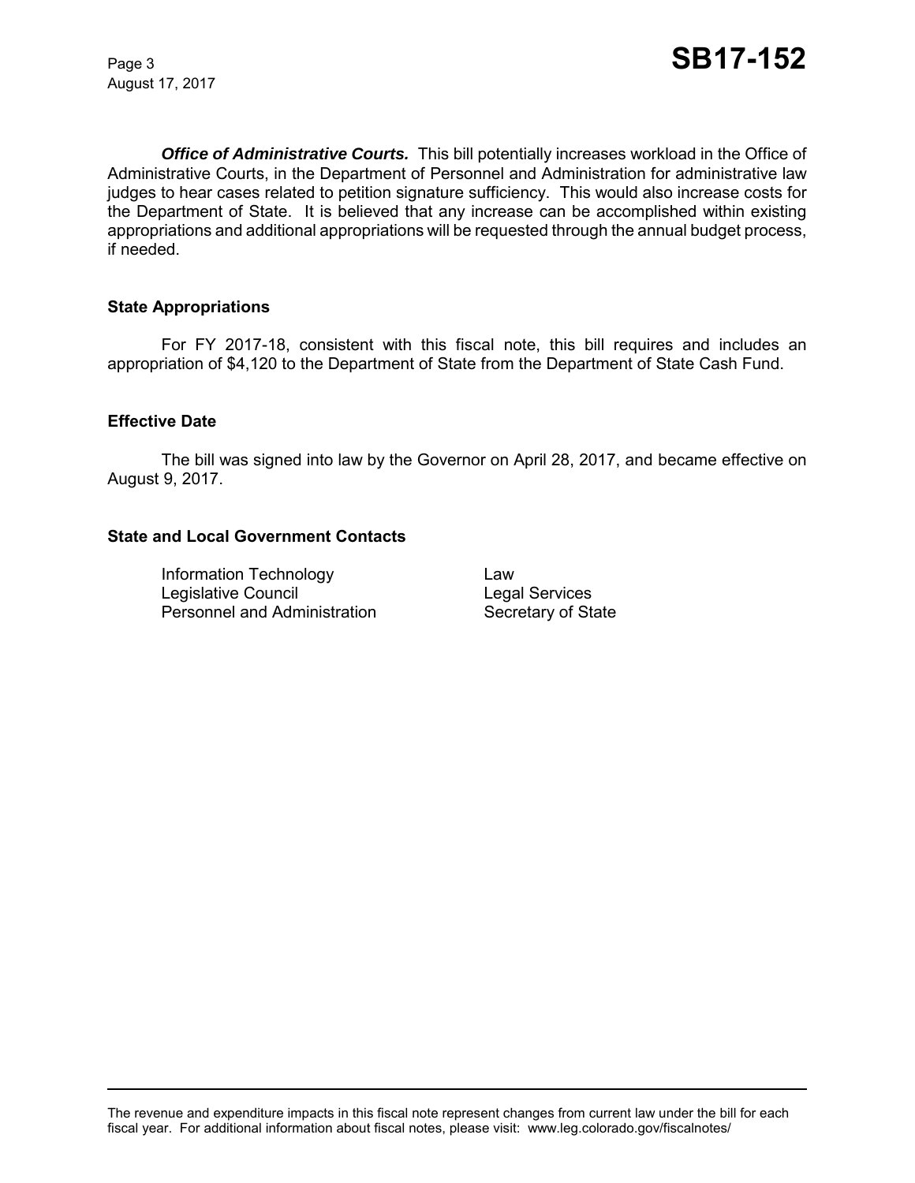***Office of Administrative Courts.*** This bill potentially increases workload in the Office of Administrative Courts, in the Department of Personnel and Administration for administrative law judges to hear cases related to petition signature sufficiency. This would also increase costs for the Department of State. It is believed that any increase can be accomplished within existing appropriations and additional appropriations will be requested through the annual budget process, if needed.

## State Appropriations

For FY 2017-18, consistent with this fiscal note, this bill requires and includes an appropriation of $4,120 to the Department of State from the Department of State Cash Fund.

## Effective Date

The bill was signed into law by the Governor on April 28, 2017, and became effective on August 9, 2017.

## State and Local Government Contacts

| | |
|---|---|
| Information Technology | Law |
| Legislative Council | Legal Services |
| Personnel and Administration | Secretary of State |

The revenue and expenditure impacts in this fiscal note represent changes from current law under the bill for each fiscal year. For additional information about fiscal notes, please visit: www.leg.colorado.gov/fiscalnotes/